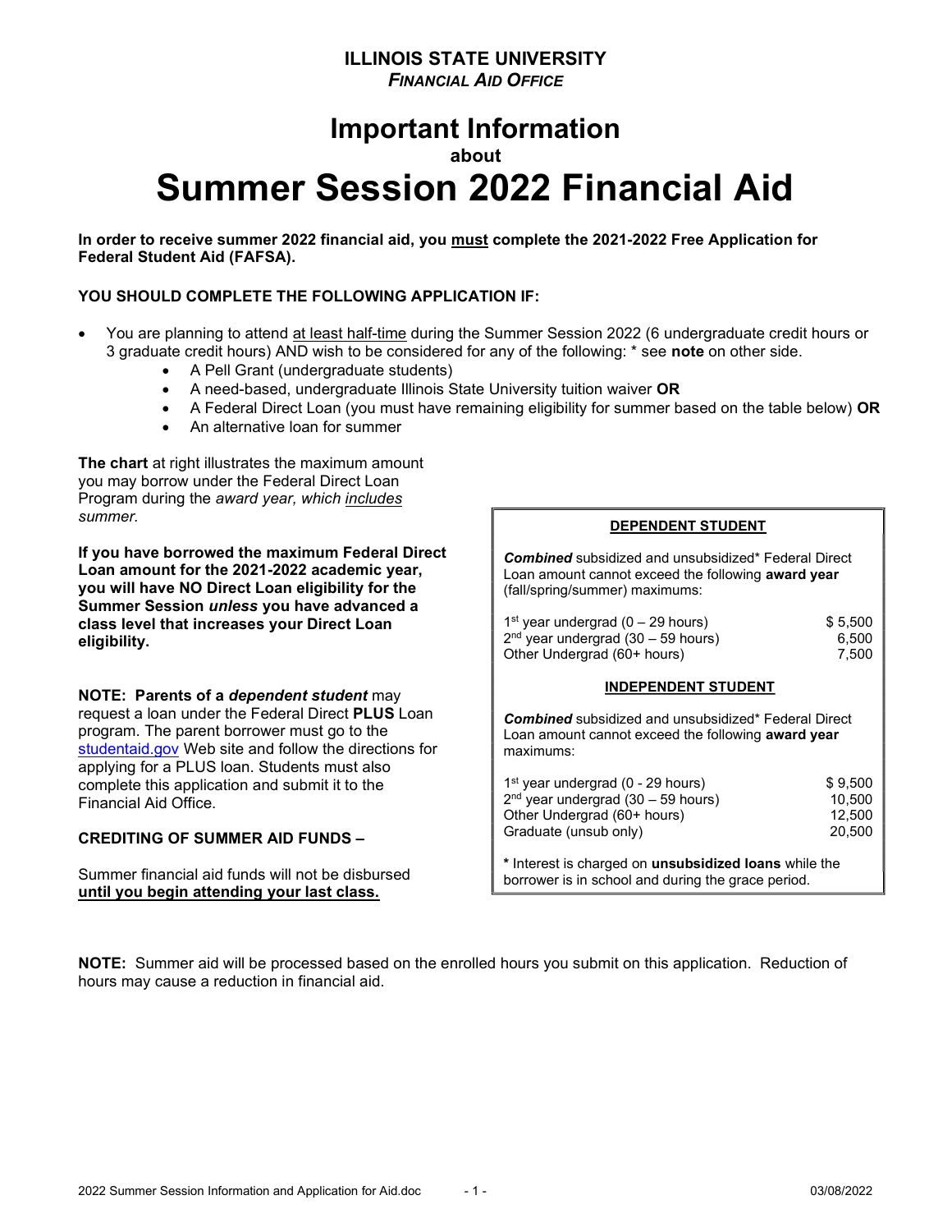**ILLINOIS STATE UNIVERSITY**
***FINANCIAL AID OFFICE***

# Important Information
### about
# Summer Session 2022 Financial Aid

**In order to receive summer 2022 financial aid, you must complete the 2021-2022 Free Application for Federal Student Aid (FAFSA).**

**YOU SHOULD COMPLETE THE FOLLOWING APPLICATION IF:**

- You are planning to attend at least half-time during the Summer Session 2022 (6 undergraduate credit hours or 3 graduate credit hours) AND wish to be considered for any of the following: * see **note** on other side.
    - A Pell Grant (undergraduate students)
    - A need-based, undergraduate Illinois State University tuition waiver **OR**
    - A Federal Direct Loan (you must have remaining eligibility for summer based on the table below) **OR**
    - An alternative loan for summer

**The chart** at right illustrates the maximum amount you may borrow under the Federal Direct Loan Program during the *award year, which includes summer.*

**If you have borrowed the maximum Federal Direct Loan amount for the 2021-2022 academic year, you will have NO Direct Loan eligibility for the Summer Session *unless* you have advanced a class level that increases your Direct Loan eligibility.**

**DEPENDENT STUDENT**

***Combined*** subsidized and unsubsidized* Federal Direct Loan amount cannot exceed the following **award year** (fall/spring/summer) maximums:

| | |
|---|---|
| 1st year undergrad (0 – 29 hours) | $ 5,500 |
| 2nd year undergrad (30 – 59 hours) | 6,500 |
| Other Undergrad (60+ hours) | 7,500 |

**INDEPENDENT STUDENT**

***Combined*** subsidized and unsubsidized* Federal Direct Loan amount cannot exceed the following **award year** maximums:

| | |
|---|---|
| 1st year undergrad (0 - 29 hours) | $ 9,500 |
| 2nd year undergrad (30 – 59 hours) | 10,500 |
| Other Undergrad (60+ hours) | 12,500 |
| Graduate (unsub only) | 20,500 |

**\*** Interest is charged on **unsubsidized loans** while the borrower is in school and during the grace period.

**NOTE: Parents of a *dependent student*** may request a loan under the Federal Direct **PLUS** Loan program. The parent borrower must go to the studentaid.gov Web site and follow the directions for applying for a PLUS loan. Students must also complete this application and submit it to the Financial Aid Office.

**CREDITING OF SUMMER AID FUNDS –**

Summer financial aid funds will not be disbursed **until you begin attending your last class.**

**NOTE:** Summer aid will be processed based on the enrolled hours you submit on this application. Reduction of hours may cause a reduction in financial aid.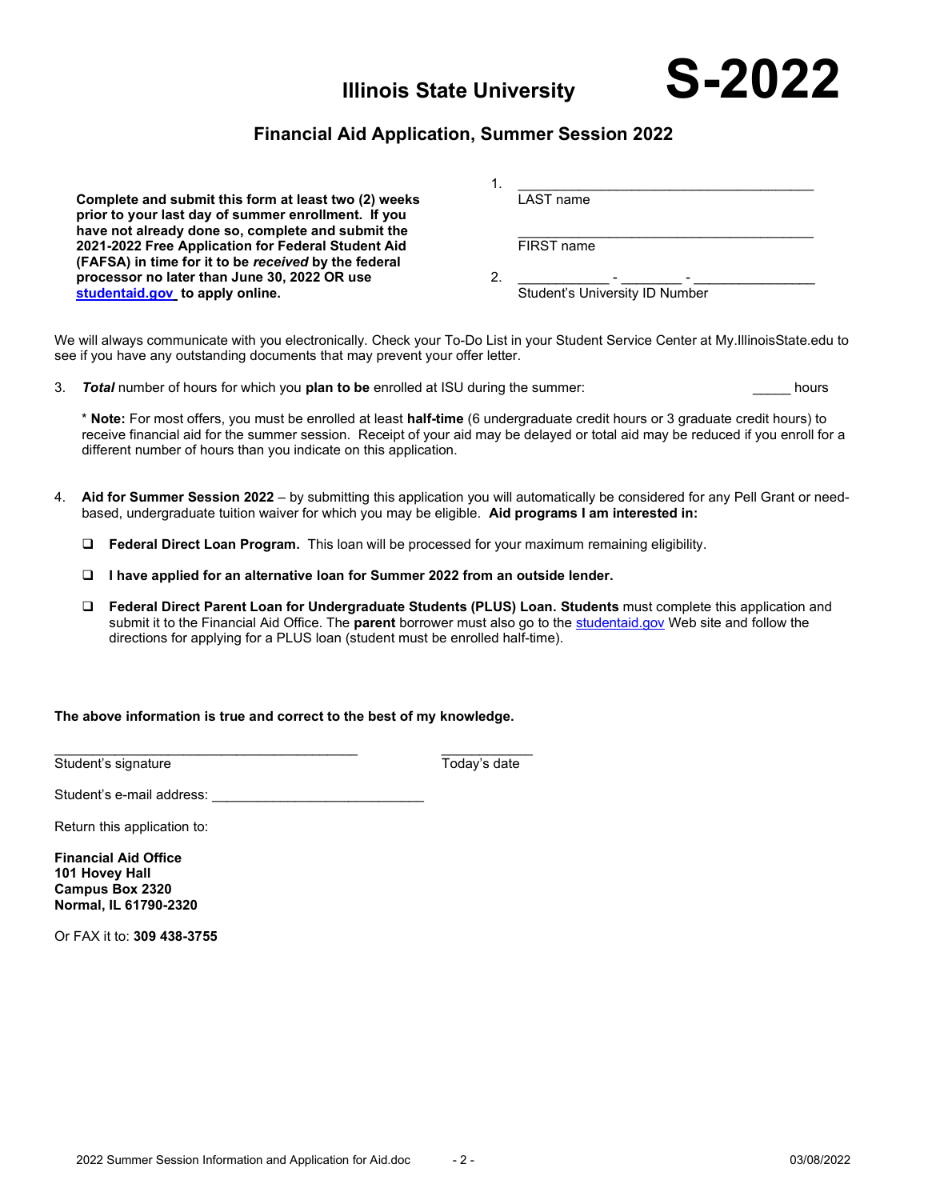# Illinois State University **S-2022**

## Financial Aid Application, Summer Session 2022

**Complete and submit this form at least two (2) weeks prior to your last day of summer enrollment. If you have not already done so, complete and submit the 2021-2022 Free Application for Federal Student Aid (FAFSA) in time for it to be *received* by the federal processor no later than June 30, 2022 OR use [studentaid.gov](https://studentaid.gov) to apply online.**

1. ________________________________________
   LAST name

   ________________________________________
   FIRST name

2. ____________ - ________ - ________________
   Student's University ID Number

We will always communicate with you electronically. Check your To-Do List in your Student Service Center at My.IllinoisState.edu to see if you have any outstanding documents that may prevent your offer letter.

3. ***Total*** number of hours for which you **plan to be** enrolled at ISU during the summer: _____ hours

   \* **Note:** For most offers, you must be enrolled at least **half-time** (6 undergraduate credit hours or 3 graduate credit hours) to receive financial aid for the summer session. Receipt of your aid may be delayed or total aid may be reduced if you enroll for a different number of hours than you indicate on this application.

4. **Aid for Summer Session 2022** – by submitting this application you will automatically be considered for any Pell Grant or need-based, undergraduate tuition waiver for which you may be eligible. **Aid programs I am interested in:**

   - ☐ **Federal Direct Loan Program.** This loan will be processed for your maximum remaining eligibility.
   - ☐ **I have applied for an alternative loan for Summer 2022 from an outside lender.**
   - ☐ **Federal Direct Parent Loan for Undergraduate Students (PLUS) Loan. Students** must complete this application and submit it to the Financial Aid Office. The **parent** borrower must also go to the [studentaid.gov](https://studentaid.gov) Web site and follow the directions for applying for a PLUS loan (student must be enrolled half-time).

**The above information is true and correct to the best of my knowledge.**

_________________________________________ ____________
Student's signature Today's date

Student's e-mail address: ____________________________

Return this application to:

**Financial Aid Office**
**101 Hovey Hall**
**Campus Box 2320**
**Normal, IL 61790-2320**

Or FAX it to: **309 438-3755**

2022 Summer Session Information and Application for Aid.doc 03/08/2022